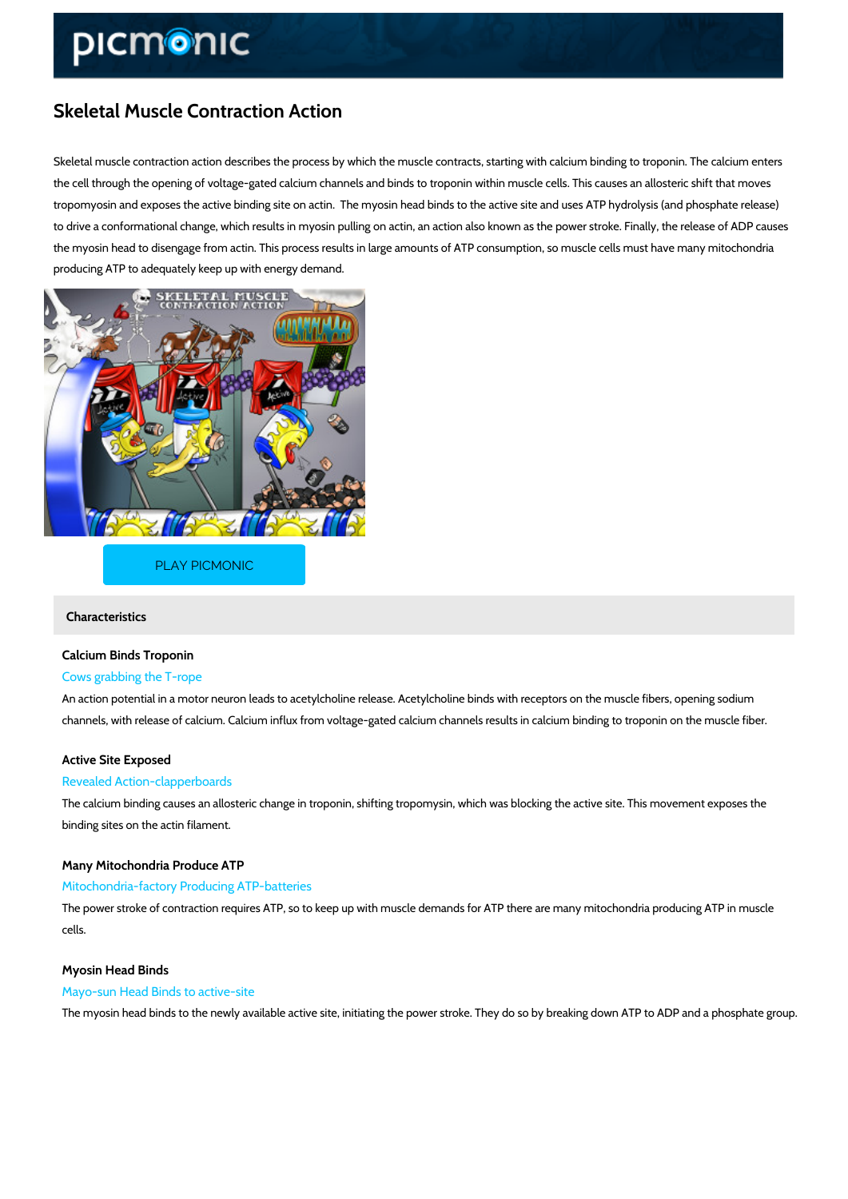# Skeletal Muscle Contraction Action

Skeletal muscle contraction action describes the process by which the muscle contracts, starting with calcium binding to troponin. The calcium enters the cell through the opening of voltage-gated calcium channels and binds to troponin within muscle cells. This causes an allosteric shift that moves tropomyosin and exposes the active binding site on actin. The myosin head binds to the active site and uses ATP hydrolysis (and phosphate release) to drive a conformational change, which results in myosin pulling on actin, an action also known as the power stroke. Finally, the release of ADP causes the myosin head to disengage from actin. This process results in large amounts of ATP consumption, so muscle cells must have many mitochondria producing ATP to adequately keep up with energy demand.

PLAY PICMONIC

## Characteristics

### Calcium Binds Troponin

Cows grabbing the T-rope

An action potential in a motor neuron leads to acetylcholine release. Acetylcholine binds with receptors on the muscle fibers, opening sodium channels, with release of calcium. Calcium influx from voltage-gated calcium channels results in calcium binding to troponin on the muscle fiber.

### Active Site Exposed

Revealed Action-clapperboards

The calcium binding causes an allosteric change in troponin, shifting tropomysin, which was blocking the active site. This movement exposes the binding sites on the actin filament.

### Many Mitochondria Produce ATP

Mitochondria-factory Producing ATP-batteries

The power stroke of contraction requires ATP, so to keep up with muscle demands for ATP there are many mitochondria producing ATP in muscle cells.

### Myosin Head Binds

Mayo-sun Head Binds to active-site

The myosin head binds to the newly available active site, initiating the power stroke. They do so by breaking down ATP to ADP and a phosphate group.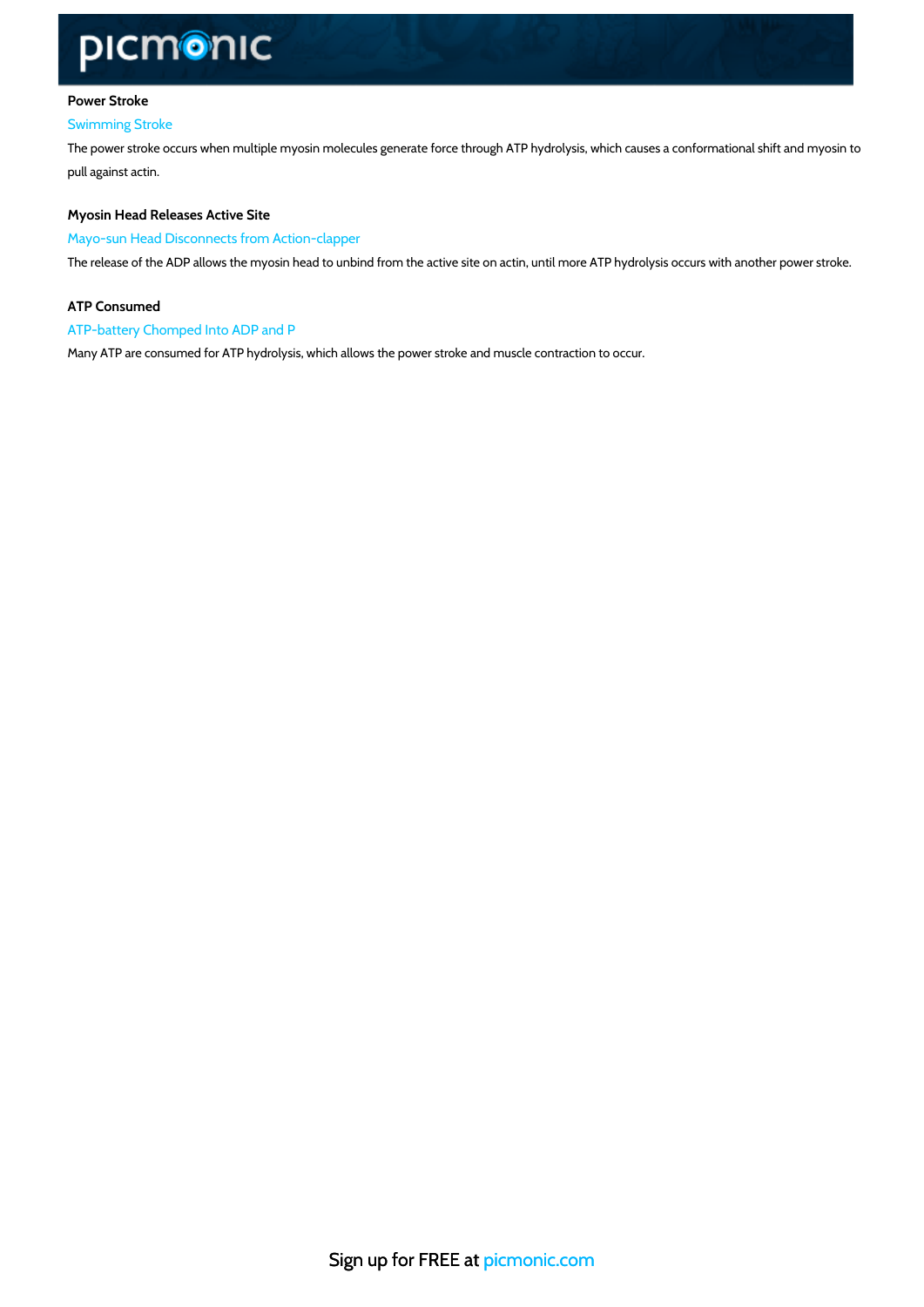### Power Stroke

Swimming Stroke

The power stroke occurs when multiple myosin molecules generate force through ATP hydrolysis, which causes a conformational shift and myosin to pull against actin.

### Myosin Head Releases Active Site

Mayo-sun Head Disconnects from Action-clapper

The release of the ADP allows the myosin head to unbind from the active site on actin, until more ATP hydrolysis occurs with another power stroke.

### ATP Consumed

ATP-battery Chomped Into ADP and P

Many ATP are consumed for ATP hydrolysis, which allows the power stroke and muscle contraction to occur.